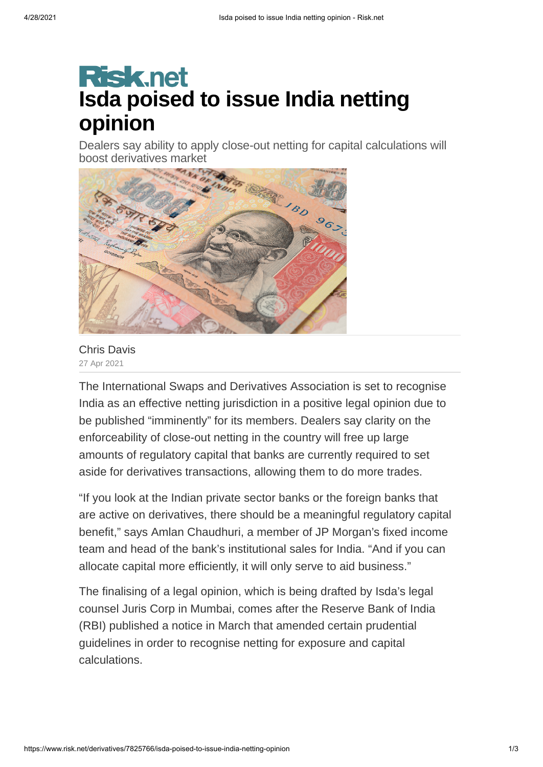Risk.net

# Isda poised to issue India netting opinion

Dealers say ability to apply close-out netting for capital calculations will boost derivatives market

Chris Davis
27 Apr 2021

The International Swaps and Derivatives Association is set to recognise India as an effective netting jurisdiction in a positive legal opinion due to be published "imminently" for its members. Dealers say clarity on the enforceability of close-out netting in the country will free up large amounts of regulatory capital that banks are currently required to set aside for derivatives transactions, allowing them to do more trades.

"If you look at the Indian private sector banks or the foreign banks that are active on derivatives, there should be a meaningful regulatory capital benefit," says Amlan Chaudhuri, a member of JP Morgan's fixed income team and head of the bank's institutional sales for India. "And if you can allocate capital more efficiently, it will only serve to aid business."

The finalising of a legal opinion, which is being drafted by Isda's legal counsel Juris Corp in Mumbai, comes after the Reserve Bank of India (RBI) published a notice in March that amended certain prudential guidelines in order to recognise netting for exposure and capital calculations.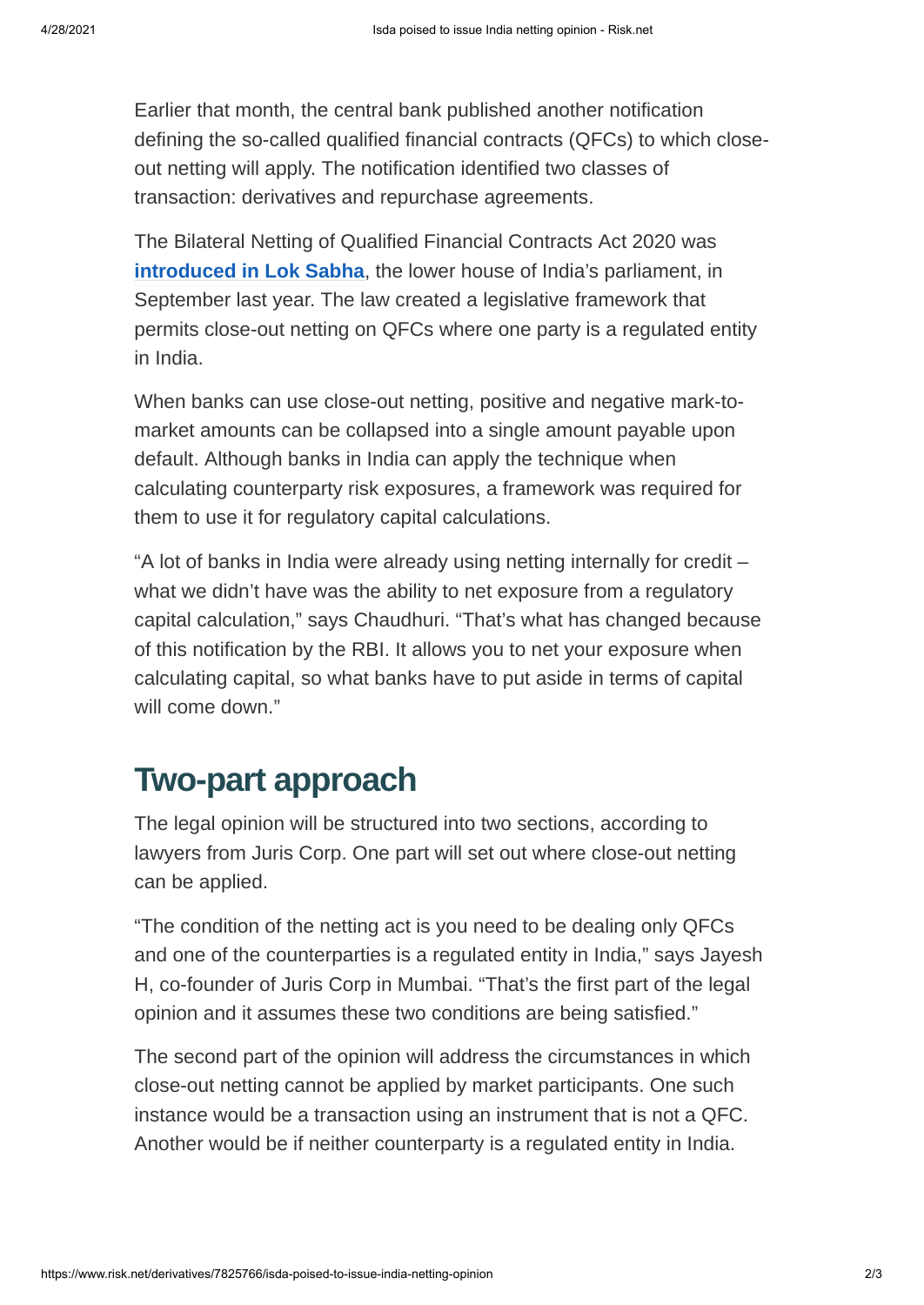Earlier that month, the central bank published another notification defining the so-called qualified financial contracts (QFCs) to which close-out netting will apply. The notification identified two classes of transaction: derivatives and repurchase agreements.

The Bilateral Netting of Qualified Financial Contracts Act 2020 was **introduced in Lok Sabha**, the lower house of India's parliament, in September last year. The law created a legislative framework that permits close-out netting on QFCs where one party is a regulated entity in India.

When banks can use close-out netting, positive and negative mark-to-market amounts can be collapsed into a single amount payable upon default. Although banks in India can apply the technique when calculating counterparty risk exposures, a framework was required for them to use it for regulatory capital calculations.

"A lot of banks in India were already using netting internally for credit – what we didn't have was the ability to net exposure from a regulatory capital calculation," says Chaudhuri. "That's what has changed because of this notification by the RBI. It allows you to net your exposure when calculating capital, so what banks have to put aside in terms of capital will come down."

## Two-part approach

The legal opinion will be structured into two sections, according to lawyers from Juris Corp. One part will set out where close-out netting can be applied.

"The condition of the netting act is you need to be dealing only QFCs and one of the counterparties is a regulated entity in India," says Jayesh H, co-founder of Juris Corp in Mumbai. "That's the first part of the legal opinion and it assumes these two conditions are being satisfied."

The second part of the opinion will address the circumstances in which close-out netting cannot be applied by market participants. One such instance would be a transaction using an instrument that is not a QFC. Another would be if neither counterparty is a regulated entity in India.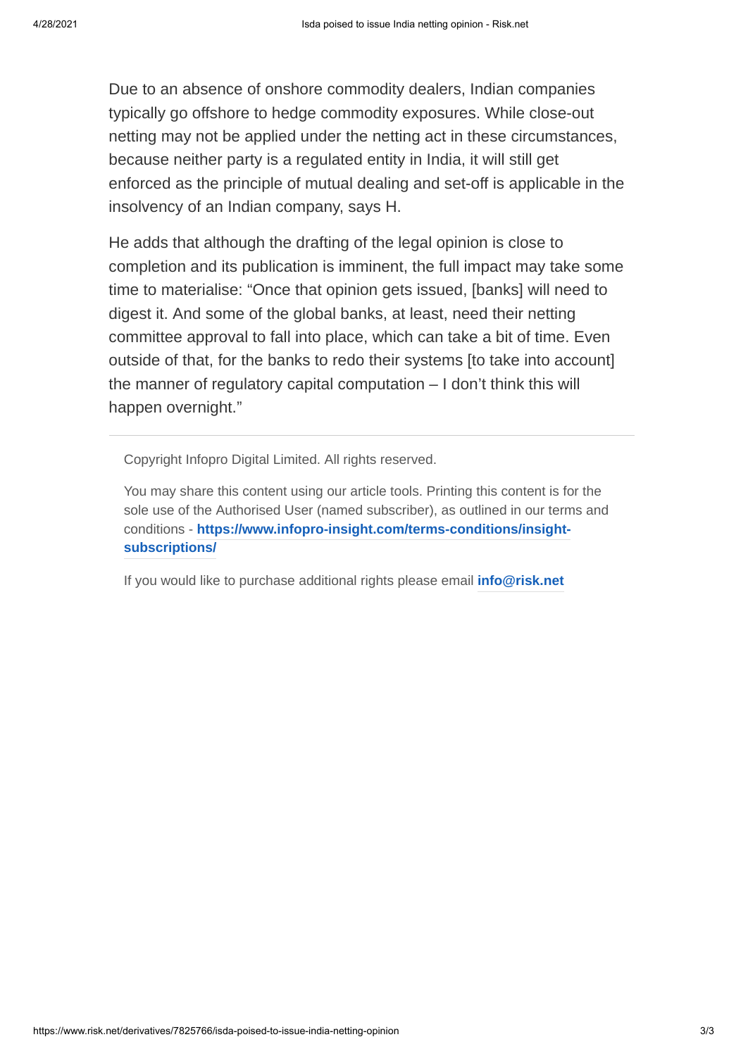Due to an absence of onshore commodity dealers, Indian companies typically go offshore to hedge commodity exposures. While close-out netting may not be applied under the netting act in these circumstances, because neither party is a regulated entity in India, it will still get enforced as the principle of mutual dealing and set-off is applicable in the insolvency of an Indian company, says H.

He adds that although the drafting of the legal opinion is close to completion and its publication is imminent, the full impact may take some time to materialise: "Once that opinion gets issued, [banks] will need to digest it. And some of the global banks, at least, need their netting committee approval to fall into place, which can take a bit of time. Even outside of that, for the banks to redo their systems [to take into account] the manner of regulatory capital computation – I don't think this will happen overnight."

---

Copyright Infopro Digital Limited. All rights reserved.

You may share this content using our article tools. Printing this content is for the sole use of the Authorised User (named subscriber), as outlined in our terms and conditions - **https://www.infopro-insight.com/terms-conditions/insight-subscriptions/**

If you would like to purchase additional rights please email **info@risk.net**